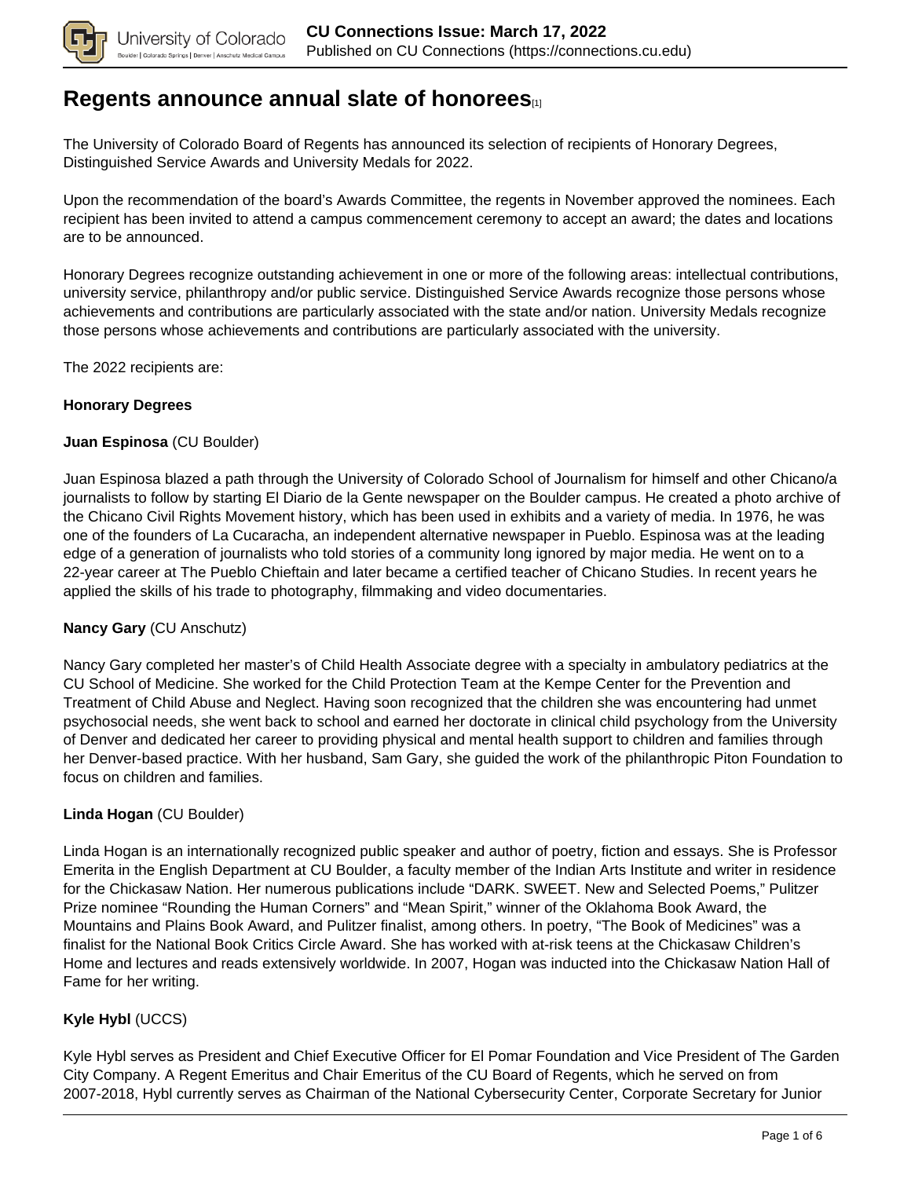# Regents announce annual slate of honorees[1]

The University of Colorado Board of Regents has announced its selection of recipients of Honorary Degrees, Distinguished Service Awards and University Medals for 2022.

Upon the recommendation of the board's Awards Committee, the regents in November approved the nominees. Each recipient has been invited to attend a campus commencement ceremony to accept an award; the dates and locations are to be announced.

Honorary Degrees recognize outstanding achievement in one or more of the following areas: intellectual contributions, university service, philanthropy and/or public service. Distinguished Service Awards recognize those persons whose achievements and contributions are particularly associated with the state and/or nation. University Medals recognize those persons whose achievements and contributions are particularly associated with the university.

The 2022 recipients are:

**Honorary Degrees**

**Juan Espinosa** (CU Boulder)

Juan Espinosa blazed a path through the University of Colorado School of Journalism for himself and other Chicano/a journalists to follow by starting El Diario de la Gente newspaper on the Boulder campus. He created a photo archive of the Chicano Civil Rights Movement history, which has been used in exhibits and a variety of media. In 1976, he was one of the founders of La Cucaracha, an independent alternative newspaper in Pueblo. Espinosa was at the leading edge of a generation of journalists who told stories of a community long ignored by major media. He went on to a 22-year career at The Pueblo Chieftain and later became a certified teacher of Chicano Studies. In recent years he applied the skills of his trade to photography, filmmaking and video documentaries.

**Nancy Gary** (CU Anschutz)

Nancy Gary completed her master's of Child Health Associate degree with a specialty in ambulatory pediatrics at the CU School of Medicine. She worked for the Child Protection Team at the Kempe Center for the Prevention and Treatment of Child Abuse and Neglect. Having soon recognized that the children she was encountering had unmet psychosocial needs, she went back to school and earned her doctorate in clinical child psychology from the University of Denver and dedicated her career to providing physical and mental health support to children and families through her Denver-based practice. With her husband, Sam Gary, she guided the work of the philanthropic Piton Foundation to focus on children and families.

**Linda Hogan** (CU Boulder)

Linda Hogan is an internationally recognized public speaker and author of poetry, fiction and essays. She is Professor Emerita in the English Department at CU Boulder, a faculty member of the Indian Arts Institute and writer in residence for the Chickasaw Nation. Her numerous publications include "DARK. SWEET. New and Selected Poems," Pulitzer Prize nominee "Rounding the Human Corners" and "Mean Spirit," winner of the Oklahoma Book Award, the Mountains and Plains Book Award, and Pulitzer finalist, among others. In poetry, "The Book of Medicines" was a finalist for the National Book Critics Circle Award. She has worked with at-risk teens at the Chickasaw Children's Home and lectures and reads extensively worldwide. In 2007, Hogan was inducted into the Chickasaw Nation Hall of Fame for her writing.

**Kyle Hybl** (UCCS)

Kyle Hybl serves as President and Chief Executive Officer for El Pomar Foundation and Vice President of The Garden City Company. A Regent Emeritus and Chair Emeritus of the CU Board of Regents, which he served on from 2007-2018, Hybl currently serves as Chairman of the National Cybersecurity Center, Corporate Secretary for Junior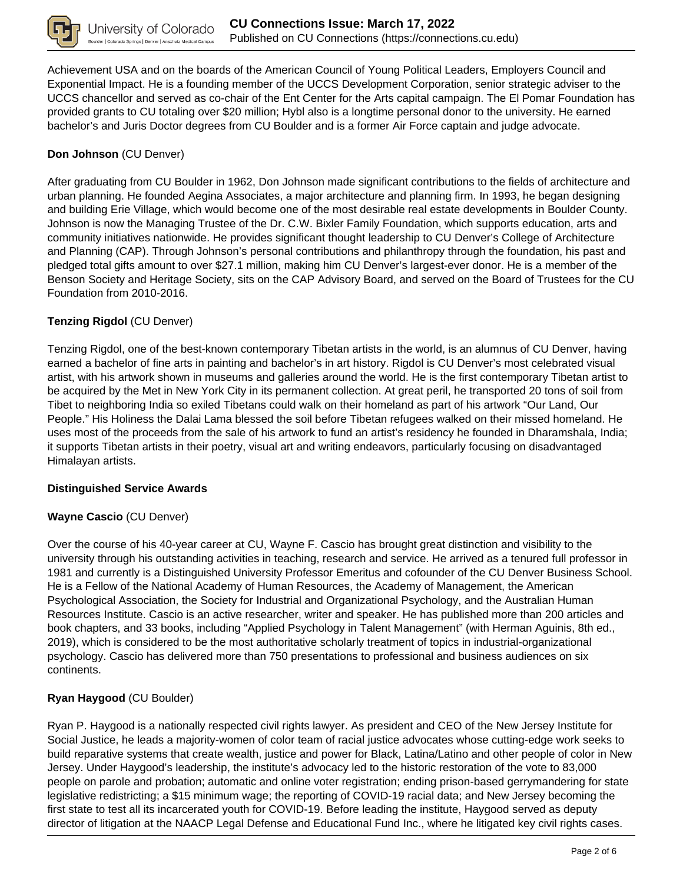Achievement USA and on the boards of the American Council of Young Political Leaders, Employers Council and Exponential Impact. He is a founding member of the UCCS Development Corporation, senior strategic adviser to the UCCS chancellor and served as co-chair of the Ent Center for the Arts capital campaign. The El Pomar Foundation has provided grants to CU totaling over $20 million; Hybl also is a longtime personal donor to the university. He earned bachelor's and Juris Doctor degrees from CU Boulder and is a former Air Force captain and judge advocate.

**Don Johnson** (CU Denver)

After graduating from CU Boulder in 1962, Don Johnson made significant contributions to the fields of architecture and urban planning. He founded Aegina Associates, a major architecture and planning firm. In 1993, he began designing and building Erie Village, which would become one of the most desirable real estate developments in Boulder County. Johnson is now the Managing Trustee of the Dr. C.W. Bixler Family Foundation, which supports education, arts and community initiatives nationwide. He provides significant thought leadership to CU Denver's College of Architecture and Planning (CAP). Through Johnson's personal contributions and philanthropy through the foundation, his past and pledged total gifts amount to over $27.1 million, making him CU Denver's largest-ever donor. He is a member of the Benson Society and Heritage Society, sits on the CAP Advisory Board, and served on the Board of Trustees for the CU Foundation from 2010-2016.

**Tenzing Rigdol** (CU Denver)

Tenzing Rigdol, one of the best-known contemporary Tibetan artists in the world, is an alumnus of CU Denver, having earned a bachelor of fine arts in painting and bachelor's in art history. Rigdol is CU Denver's most celebrated visual artist, with his artwork shown in museums and galleries around the world. He is the first contemporary Tibetan artist to be acquired by the Met in New York City in its permanent collection. At great peril, he transported 20 tons of soil from Tibet to neighboring India so exiled Tibetans could walk on their homeland as part of his artwork "Our Land, Our People." His Holiness the Dalai Lama blessed the soil before Tibetan refugees walked on their missed homeland. He uses most of the proceeds from the sale of his artwork to fund an artist's residency he founded in Dharamshala, India; it supports Tibetan artists in their poetry, visual art and writing endeavors, particularly focusing on disadvantaged Himalayan artists.

**Distinguished Service Awards**

**Wayne Cascio** (CU Denver)

Over the course of his 40-year career at CU, Wayne F. Cascio has brought great distinction and visibility to the university through his outstanding activities in teaching, research and service. He arrived as a tenured full professor in 1981 and currently is a Distinguished University Professor Emeritus and cofounder of the CU Denver Business School. He is a Fellow of the National Academy of Human Resources, the Academy of Management, the American Psychological Association, the Society for Industrial and Organizational Psychology, and the Australian Human Resources Institute. Cascio is an active researcher, writer and speaker. He has published more than 200 articles and book chapters, and 33 books, including "Applied Psychology in Talent Management" (with Herman Aguinis, 8th ed., 2019), which is considered to be the most authoritative scholarly treatment of topics in industrial-organizational psychology. Cascio has delivered more than 750 presentations to professional and business audiences on six continents.

**Ryan Haygood** (CU Boulder)

Ryan P. Haygood is a nationally respected civil rights lawyer. As president and CEO of the New Jersey Institute for Social Justice, he leads a majority-women of color team of racial justice advocates whose cutting-edge work seeks to build reparative systems that create wealth, justice and power for Black, Latina/Latino and other people of color in New Jersey. Under Haygood's leadership, the institute's advocacy led to the historic restoration of the vote to 83,000 people on parole and probation; automatic and online voter registration; ending prison-based gerrymandering for state legislative redistricting; a $15 minimum wage; the reporting of COVID-19 racial data; and New Jersey becoming the first state to test all its incarcerated youth for COVID-19. Before leading the institute, Haygood served as deputy director of litigation at the NAACP Legal Defense and Educational Fund Inc., where he litigated key civil rights cases.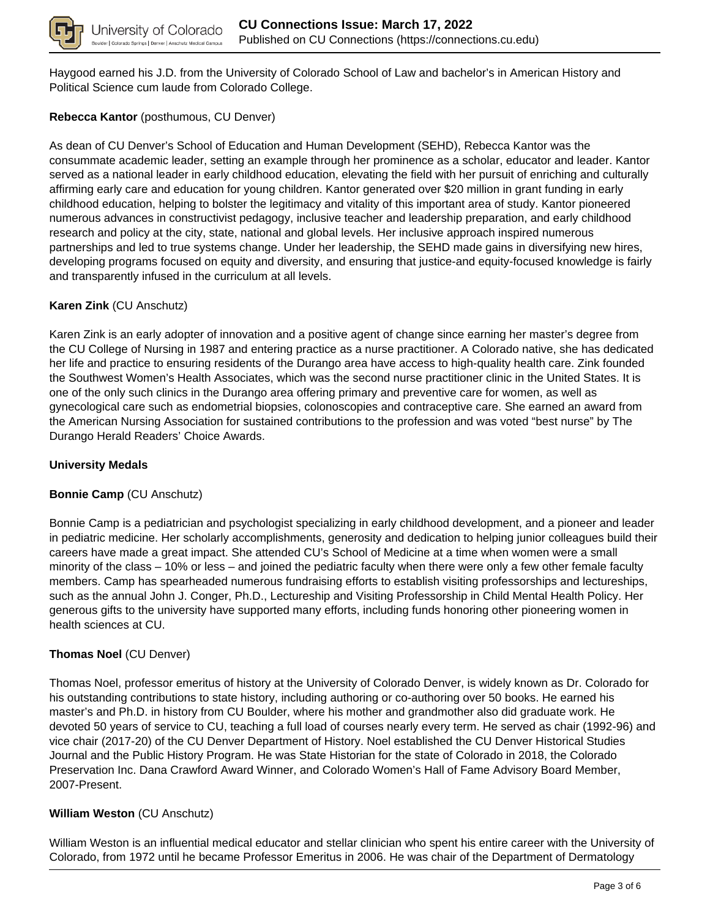Haygood earned his J.D. from the University of Colorado School of Law and bachelor's in American History and Political Science cum laude from Colorado College.

**Rebecca Kantor** (posthumous, CU Denver)

As dean of CU Denver's School of Education and Human Development (SEHD), Rebecca Kantor was the consummate academic leader, setting an example through her prominence as a scholar, educator and leader. Kantor served as a national leader in early childhood education, elevating the field with her pursuit of enriching and culturally affirming early care and education for young children. Kantor generated over $20 million in grant funding in early childhood education, helping to bolster the legitimacy and vitality of this important area of study. Kantor pioneered numerous advances in constructivist pedagogy, inclusive teacher and leadership preparation, and early childhood research and policy at the city, state, national and global levels. Her inclusive approach inspired numerous partnerships and led to true systems change. Under her leadership, the SEHD made gains in diversifying new hires, developing programs focused on equity and diversity, and ensuring that justice-and equity-focused knowledge is fairly and transparently infused in the curriculum at all levels.

**Karen Zink** (CU Anschutz)

Karen Zink is an early adopter of innovation and a positive agent of change since earning her master's degree from the CU College of Nursing in 1987 and entering practice as a nurse practitioner. A Colorado native, she has dedicated her life and practice to ensuring residents of the Durango area have access to high-quality health care. Zink founded the Southwest Women's Health Associates, which was the second nurse practitioner clinic in the United States. It is one of the only such clinics in the Durango area offering primary and preventive care for women, as well as gynecological care such as endometrial biopsies, colonoscopies and contraceptive care. She earned an award from the American Nursing Association for sustained contributions to the profession and was voted "best nurse" by The Durango Herald Readers' Choice Awards.

**University Medals**

**Bonnie Camp** (CU Anschutz)

Bonnie Camp is a pediatrician and psychologist specializing in early childhood development, and a pioneer and leader in pediatric medicine. Her scholarly accomplishments, generosity and dedication to helping junior colleagues build their careers have made a great impact. She attended CU's School of Medicine at a time when women were a small minority of the class – 10% or less – and joined the pediatric faculty when there were only a few other female faculty members. Camp has spearheaded numerous fundraising efforts to establish visiting professorships and lectureships, such as the annual John J. Conger, Ph.D., Lectureship and Visiting Professorship in Child Mental Health Policy. Her generous gifts to the university have supported many efforts, including funds honoring other pioneering women in health sciences at CU.

**Thomas Noel** (CU Denver)

Thomas Noel, professor emeritus of history at the University of Colorado Denver, is widely known as Dr. Colorado for his outstanding contributions to state history, including authoring or co-authoring over 50 books. He earned his master's and Ph.D. in history from CU Boulder, where his mother and grandmother also did graduate work. He devoted 50 years of service to CU, teaching a full load of courses nearly every term. He served as chair (1992-96) and vice chair (2017-20) of the CU Denver Department of History. Noel established the CU Denver Historical Studies Journal and the Public History Program. He was State Historian for the state of Colorado in 2018, the Colorado Preservation Inc. Dana Crawford Award Winner, and Colorado Women's Hall of Fame Advisory Board Member, 2007-Present.

**William Weston** (CU Anschutz)

William Weston is an influential medical educator and stellar clinician who spent his entire career with the University of Colorado, from 1972 until he became Professor Emeritus in 2006. He was chair of the Department of Dermatology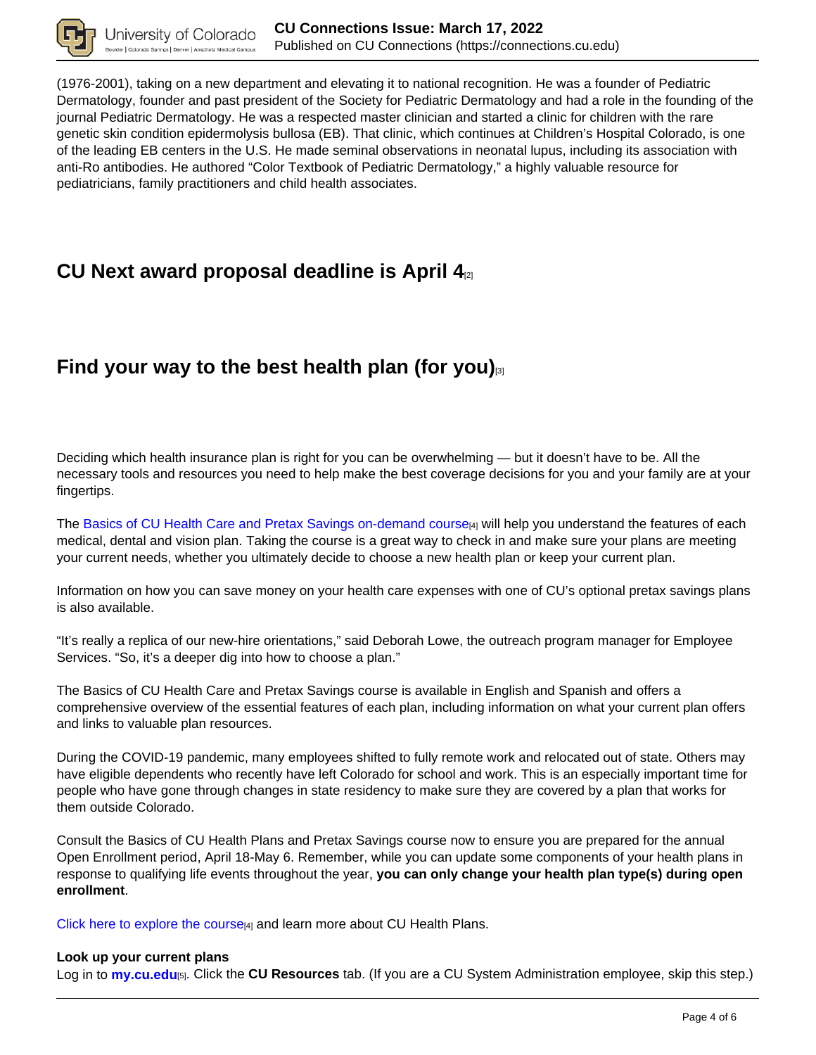(1976-2001), taking on a new department and elevating it to national recognition. He was a founder of Pediatric Dermatology, founder and past president of the Society for Pediatric Dermatology and had a role in the founding of the journal Pediatric Dermatology. He was a respected master clinician and started a clinic for children with the rare genetic skin condition epidermolysis bullosa (EB). That clinic, which continues at Children's Hospital Colorado, is one of the leading EB centers in the U.S. He made seminal observations in neonatal lupus, including its association with anti-Ro antibodies. He authored "Color Textbook of Pediatric Dermatology," a highly valuable resource for pediatricians, family practitioners and child health associates.

## CU Next award proposal deadline is April 4[2]

## Find your way to the best health plan (for you)[3]

Deciding which health insurance plan is right for you can be overwhelming — but it doesn't have to be. All the necessary tools and resources you need to help make the best coverage decisions for you and your family are at your fingertips.

The Basics of CU Health Care and Pretax Savings on-demand course[4] will help you understand the features of each medical, dental and vision plan. Taking the course is a great way to check in and make sure your plans are meeting your current needs, whether you ultimately decide to choose a new health plan or keep your current plan.

Information on how you can save money on your health care expenses with one of CU's optional pretax savings plans is also available.

"It's really a replica of our new-hire orientations," said Deborah Lowe, the outreach program manager for Employee Services. "So, it's a deeper dig into how to choose a plan."

The Basics of CU Health Care and Pretax Savings course is available in English and Spanish and offers a comprehensive overview of the essential features of each plan, including information on what your current plan offers and links to valuable plan resources.

During the COVID-19 pandemic, many employees shifted to fully remote work and relocated out of state. Others may have eligible dependents who recently have left Colorado for school and work. This is an especially important time for people who have gone through changes in state residency to make sure they are covered by a plan that works for them outside Colorado.

Consult the Basics of CU Health Plans and Pretax Savings course now to ensure you are prepared for the annual Open Enrollment period, April 18-May 6. Remember, while you can update some components of your health plans in response to qualifying life events throughout the year, **you can only change your health plan type(s) during open enrollment**.

Click here to explore the course[4] and learn more about CU Health Plans.

**Look up your current plans**
Log in to **my.cu.edu**[5]. Click the **CU Resources** tab. (If you are a CU System Administration employee, skip this step.)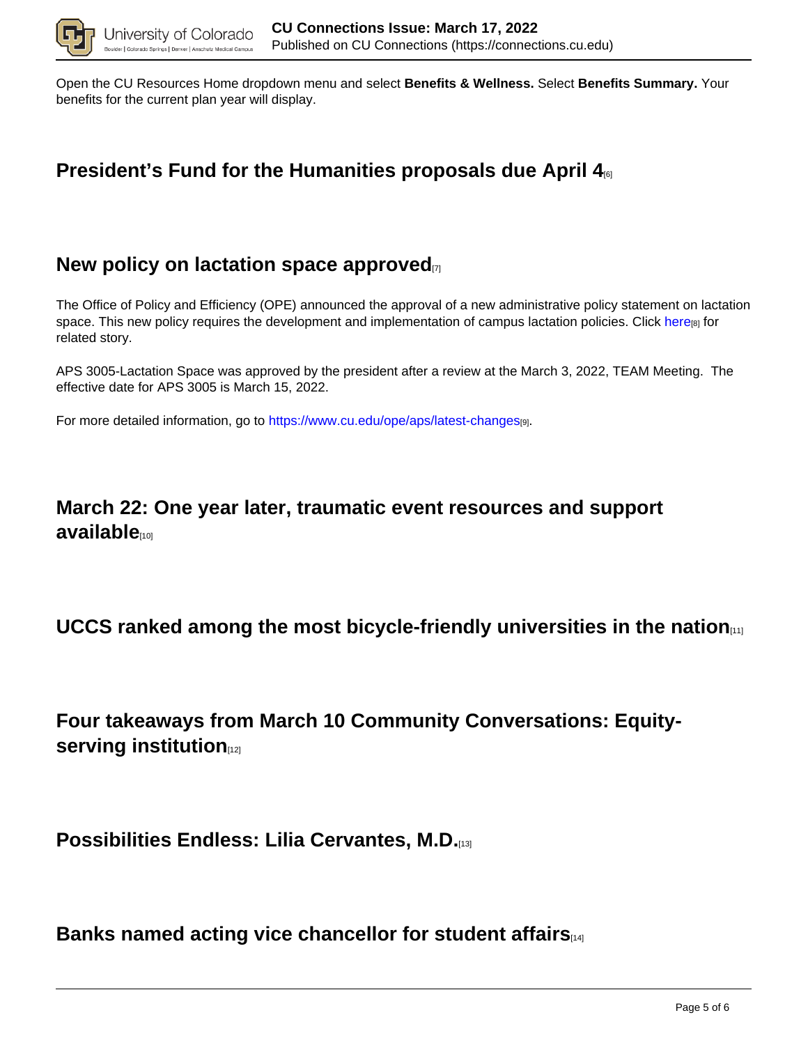Open the CU Resources Home dropdown menu and select **Benefits & Wellness.** Select **Benefits Summary.** Your benefits for the current plan year will display.

## President's Fund for the Humanities proposals due April 4[6]

## New policy on lactation space approved[7]

The Office of Policy and Efficiency (OPE) announced the approval of a new administrative policy statement on lactation space. This new policy requires the development and implementation of campus lactation policies. Click here[8] for related story.

APS 3005-Lactation Space was approved by the president after a review at the March 3, 2022, TEAM Meeting. The effective date for APS 3005 is March 15, 2022.

For more detailed information, go to https://www.cu.edu/ope/aps/latest-changes[9].

## March 22: One year later, traumatic event resources and support available[10]

## UCCS ranked among the most bicycle-friendly universities in the nation[11]

## Four takeaways from March 10 Community Conversations: Equity-serving institution[12]

## Possibilities Endless: Lilia Cervantes, M.D.[13]

## Banks named acting vice chancellor for student affairs[14]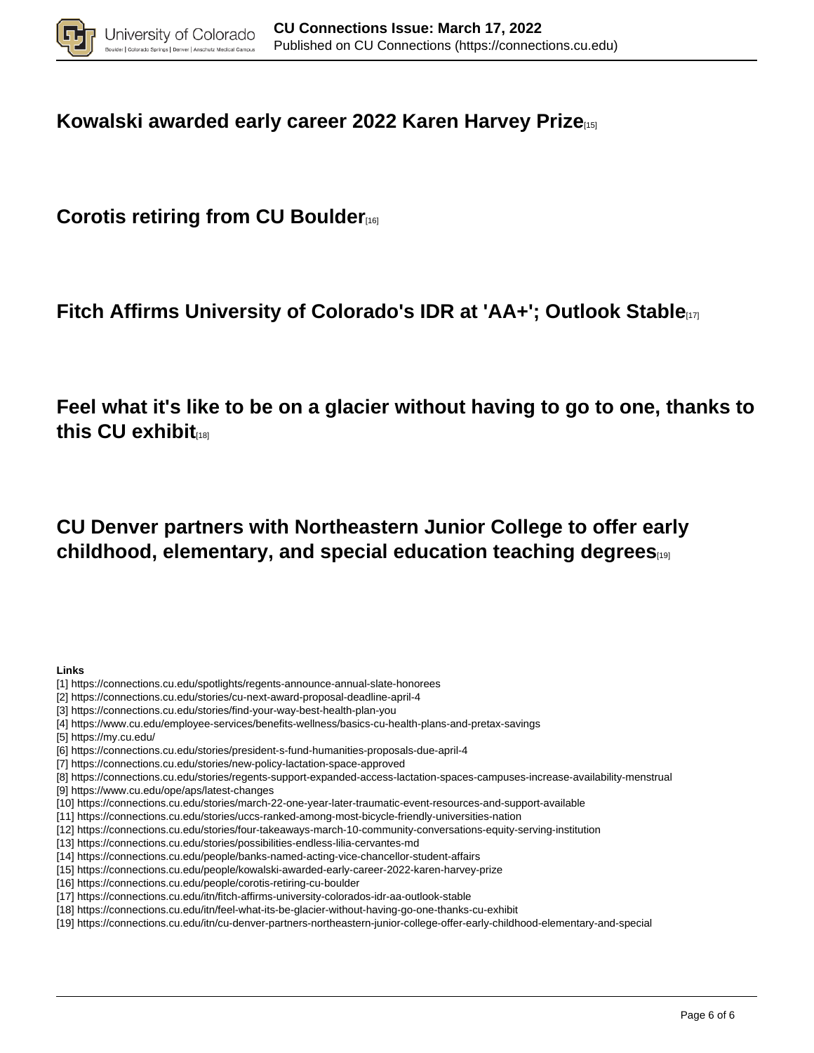## Kowalski awarded early career 2022 Karen Harvey Prize[15]

## Corotis retiring from CU Boulder[16]

## Fitch Affirms University of Colorado's IDR at 'AA+'; Outlook Stable[17]

## Feel what it's like to be on a glacier without having to go to one, thanks to this CU exhibit[18]

## CU Denver partners with Northeastern Junior College to offer early childhood, elementary, and special education teaching degrees[19]

**Links**

[1] https://connections.cu.edu/spotlights/regents-announce-annual-slate-honorees
[2] https://connections.cu.edu/stories/cu-next-award-proposal-deadline-april-4
[3] https://connections.cu.edu/stories/find-your-way-best-health-plan-you
[4] https://www.cu.edu/employee-services/benefits-wellness/basics-cu-health-plans-and-pretax-savings
[5] https://my.cu.edu/
[6] https://connections.cu.edu/stories/president-s-fund-humanities-proposals-due-april-4
[7] https://connections.cu.edu/stories/new-policy-lactation-space-approved
[8] https://connections.cu.edu/stories/regents-support-expanded-access-lactation-spaces-campuses-increase-availability-menstrual
[9] https://www.cu.edu/ope/aps/latest-changes
[10] https://connections.cu.edu/stories/march-22-one-year-later-traumatic-event-resources-and-support-available
[11] https://connections.cu.edu/stories/uccs-ranked-among-most-bicycle-friendly-universities-nation
[12] https://connections.cu.edu/stories/four-takeaways-march-10-community-conversations-equity-serving-institution
[13] https://connections.cu.edu/stories/possibilities-endless-lilia-cervantes-md
[14] https://connections.cu.edu/people/banks-named-acting-vice-chancellor-student-affairs
[15] https://connections.cu.edu/people/kowalski-awarded-early-career-2022-karen-harvey-prize
[16] https://connections.cu.edu/people/corotis-retiring-cu-boulder
[17] https://connections.cu.edu/itn/fitch-affirms-university-colorados-idr-aa-outlook-stable
[18] https://connections.cu.edu/itn/feel-what-its-be-glacier-without-having-go-one-thanks-cu-exhibit
[19] https://connections.cu.edu/itn/cu-denver-partners-northeastern-junior-college-offer-early-childhood-elementary-and-special